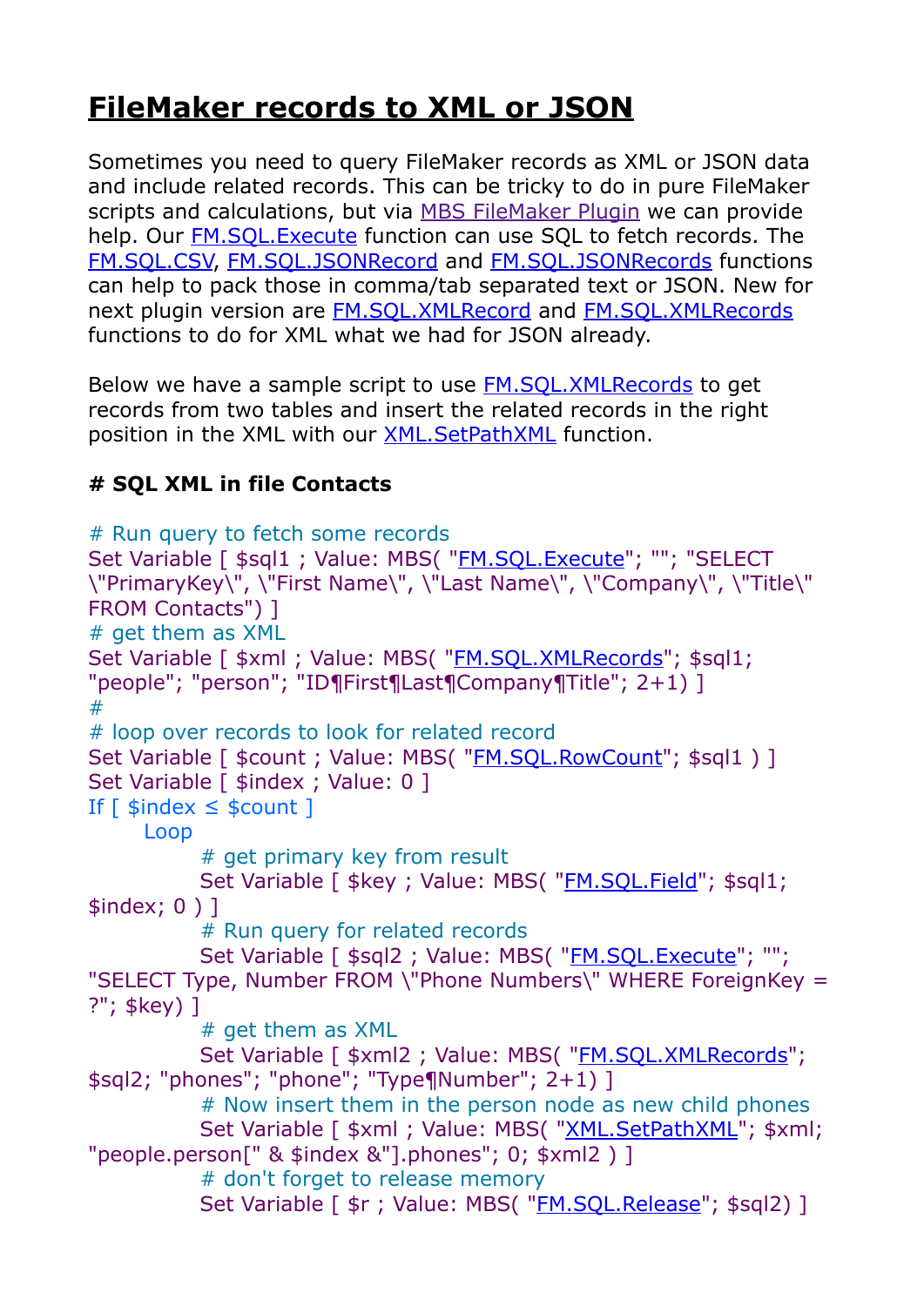# FileMaker records to XML or JSON

Sometimes you need to query FileMaker records as XML or JSON data and include related records. This can be tricky to do in pure FileMaker scripts and calculations, but via MBS FileMaker Plugin we can provide help. Our FM.SQL.Execute function can use SQL to fetch records. The FM.SQL.CSV, FM.SQL.JSONRecord and FM.SQL.JSONRecords functions can help to pack those in comma/tab separated text or JSON. New for next plugin version are FM.SQL.XMLRecord and FM.SQL.XMLRecords functions to do for XML what we had for JSON already.

Below we have a sample script to use FM.SQL.XMLRecords to get records from two tables and insert the related records in the right position in the XML with our XML.SetPathXML function.

**# SQL XML in file Contacts**

```
# Run query to fetch some records
Set Variable [ $sql1 ; Value: MBS( "FM.SQL.Execute"; ""; "SELECT \"PrimaryKey\", \"First Name\", \"Last Name\", \"Company\", \"Title\" FROM Contacts") ]
# get them as XML
Set Variable [ $xml ; Value: MBS( "FM.SQL.XMLRecords"; $sql1; "people"; "person"; "ID¶First¶Last¶Company¶Title"; 2+1) ]
#
# loop over records to look for related record
Set Variable [ $count ; Value: MBS( "FM.SQL.RowCount"; $sql1 ) ]
Set Variable [ $index ; Value: 0 ]
If [ $index ≤ $count ]
	Loop
		# get primary key from result
		Set Variable [ $key ; Value: MBS( "FM.SQL.Field"; $sql1; $index; 0 ) ]
		# Run query for related records
		Set Variable [ $sql2 ; Value: MBS( "FM.SQL.Execute"; ""; "SELECT Type, Number FROM \"Phone Numbers\" WHERE ForeignKey = ?"; $key) ]
		# get them as XML
		Set Variable [ $xml2 ; Value: MBS( "FM.SQL.XMLRecords"; $sql2; "phones"; "phone"; "Type¶Number"; 2+1) ]
		# Now insert them in the person node as new child phones
		Set Variable [ $xml ; Value: MBS( "XML.SetPathXML"; $xml; "people.person[" & $index &"].phones"; 0; $xml2 ) ]
		# don't forget to release memory
		Set Variable [ $r ; Value: MBS( "FM.SQL.Release"; $sql2) ]
```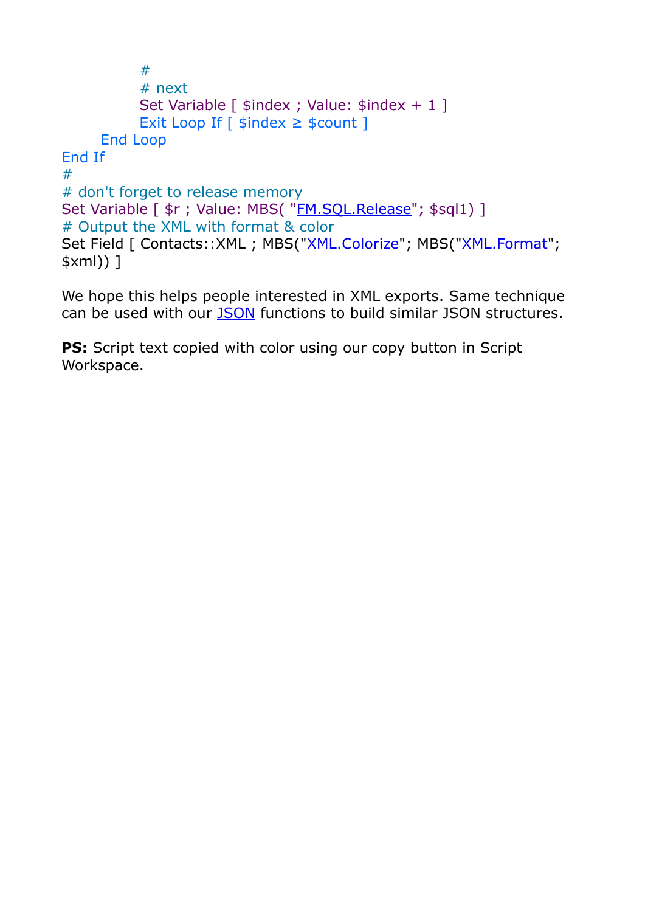```
			#
			# next
			Set Variable [ $index ; Value: $index + 1 ]
			Exit Loop If [ $index ≥ $count ]
		End Loop
End If
#
# don't forget to release memory
Set Variable [ $r ; Value: MBS( "FM.SQL.Release"; $sql1) ]
# Output the XML with format & color
Set Field [ Contacts::XML ; MBS("XML.Colorize"; MBS("XML.Format"; $xml)) ]
```

We hope this helps people interested in XML exports. Same technique can be used with our JSON functions to build similar JSON structures.

**PS:** Script text copied with color using our copy button in Script Workspace.